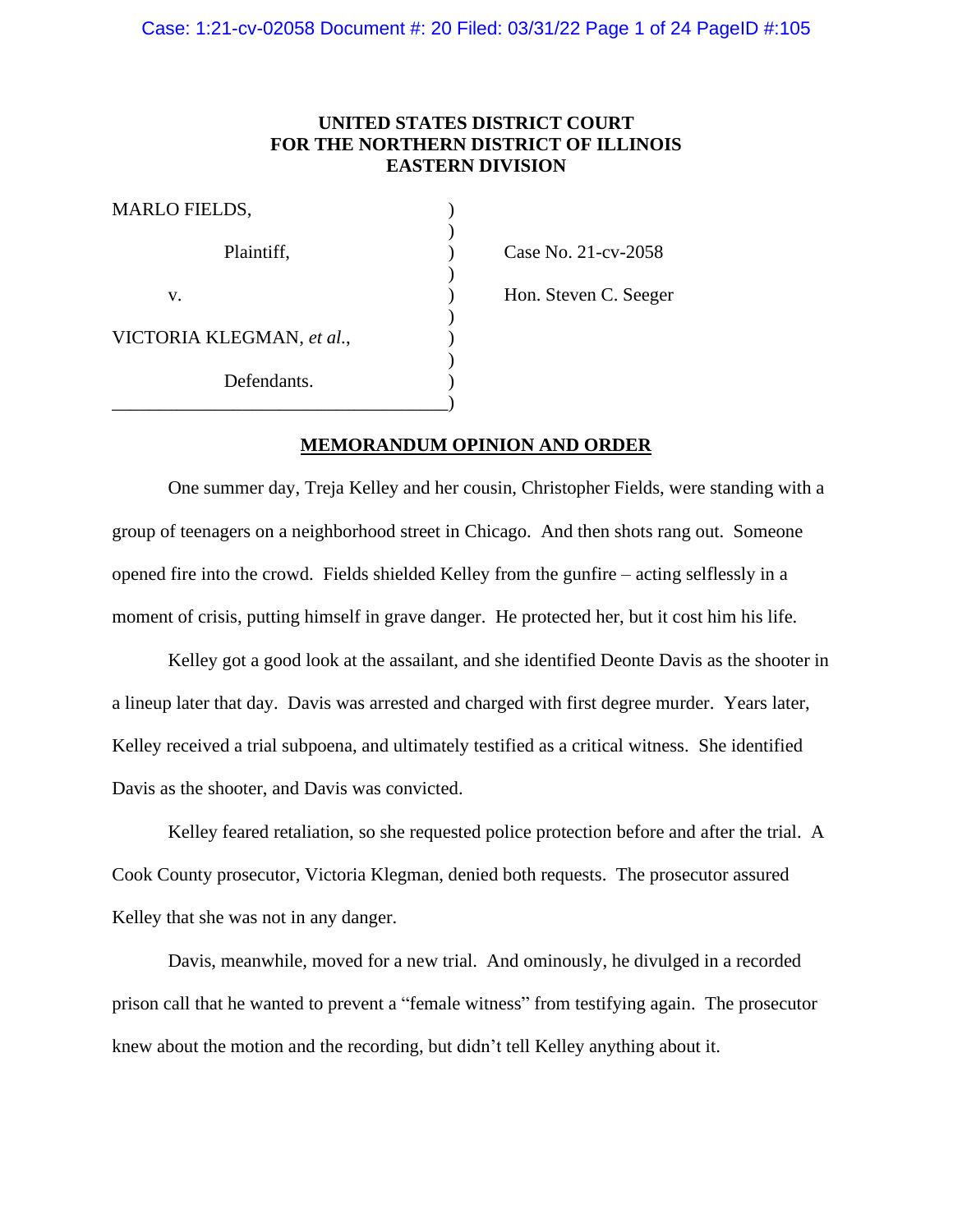**UNITED STATES DISTRICT COURT**
**FOR THE NORTHERN DISTRICT OF ILLINOIS**
**EASTERN DIVISION**

| | | |
|---|---|---|
| MARLO FIELDS, | ) | |
| Plaintiff, | ) | Case No. 21-cv-2058 |
| v. | ) | Hon. Steven C. Seeger |
| VICTORIA KLEGMAN, *et al.*, | ) | |
| Defendants. | ) | |

**MEMORANDUM OPINION AND ORDER**

One summer day, Treja Kelley and her cousin, Christopher Fields, were standing with a group of teenagers on a neighborhood street in Chicago. And then shots rang out. Someone opened fire into the crowd. Fields shielded Kelley from the gunfire – acting selflessly in a moment of crisis, putting himself in grave danger. He protected her, but it cost him his life.

Kelley got a good look at the assailant, and she identified Deonte Davis as the shooter in a lineup later that day. Davis was arrested and charged with first degree murder. Years later, Kelley received a trial subpoena, and ultimately testified as a critical witness. She identified Davis as the shooter, and Davis was convicted.

Kelley feared retaliation, so she requested police protection before and after the trial. A Cook County prosecutor, Victoria Klegman, denied both requests. The prosecutor assured Kelley that she was not in any danger.

Davis, meanwhile, moved for a new trial. And ominously, he divulged in a recorded prison call that he wanted to prevent a "female witness" from testifying again. The prosecutor knew about the motion and the recording, but didn't tell Kelley anything about it.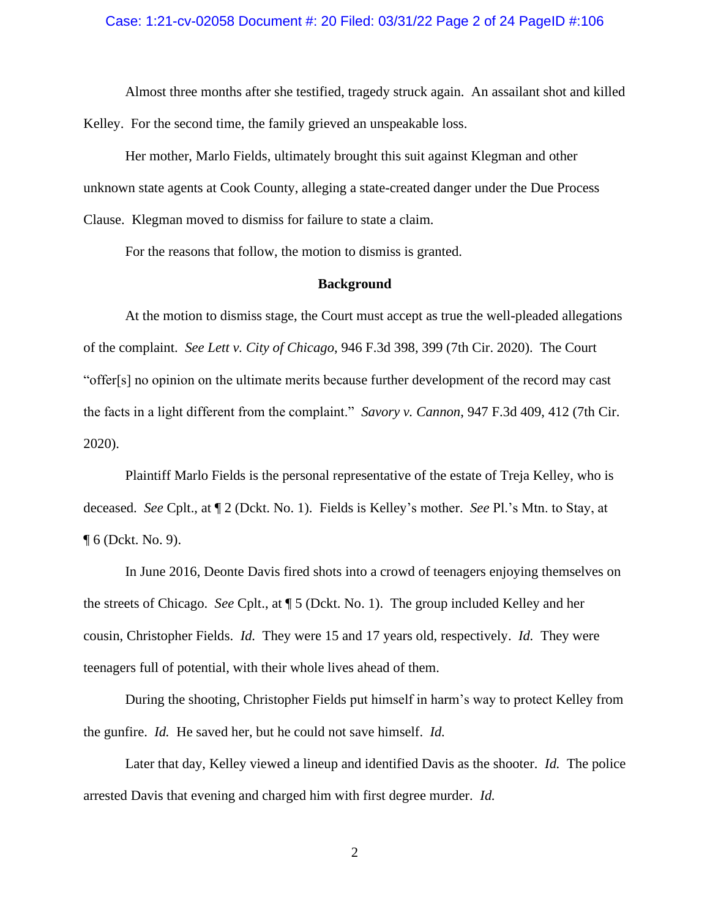Almost three months after she testified, tragedy struck again. An assailant shot and killed Kelley. For the second time, the family grieved an unspeakable loss.

Her mother, Marlo Fields, ultimately brought this suit against Klegman and other unknown state agents at Cook County, alleging a state-created danger under the Due Process Clause. Klegman moved to dismiss for failure to state a claim.

For the reasons that follow, the motion to dismiss is granted.

## Background

At the motion to dismiss stage, the Court must accept as true the well-pleaded allegations of the complaint. *See Lett v. City of Chicago*, 946 F.3d 398, 399 (7th Cir. 2020). The Court "offer[s] no opinion on the ultimate merits because further development of the record may cast the facts in a light different from the complaint." *Savory v. Cannon*, 947 F.3d 409, 412 (7th Cir. 2020).

Plaintiff Marlo Fields is the personal representative of the estate of Treja Kelley, who is deceased. *See* Cplt., at ¶ 2 (Dckt. No. 1). Fields is Kelley's mother. *See* Pl.'s Mtn. to Stay, at ¶ 6 (Dckt. No. 9).

In June 2016, Deonte Davis fired shots into a crowd of teenagers enjoying themselves on the streets of Chicago. *See* Cplt., at ¶ 5 (Dckt. No. 1). The group included Kelley and her cousin, Christopher Fields. *Id.* They were 15 and 17 years old, respectively. *Id.* They were teenagers full of potential, with their whole lives ahead of them.

During the shooting, Christopher Fields put himself in harm's way to protect Kelley from the gunfire. *Id.* He saved her, but he could not save himself. *Id.*

Later that day, Kelley viewed a lineup and identified Davis as the shooter. *Id.* The police arrested Davis that evening and charged him with first degree murder. *Id.*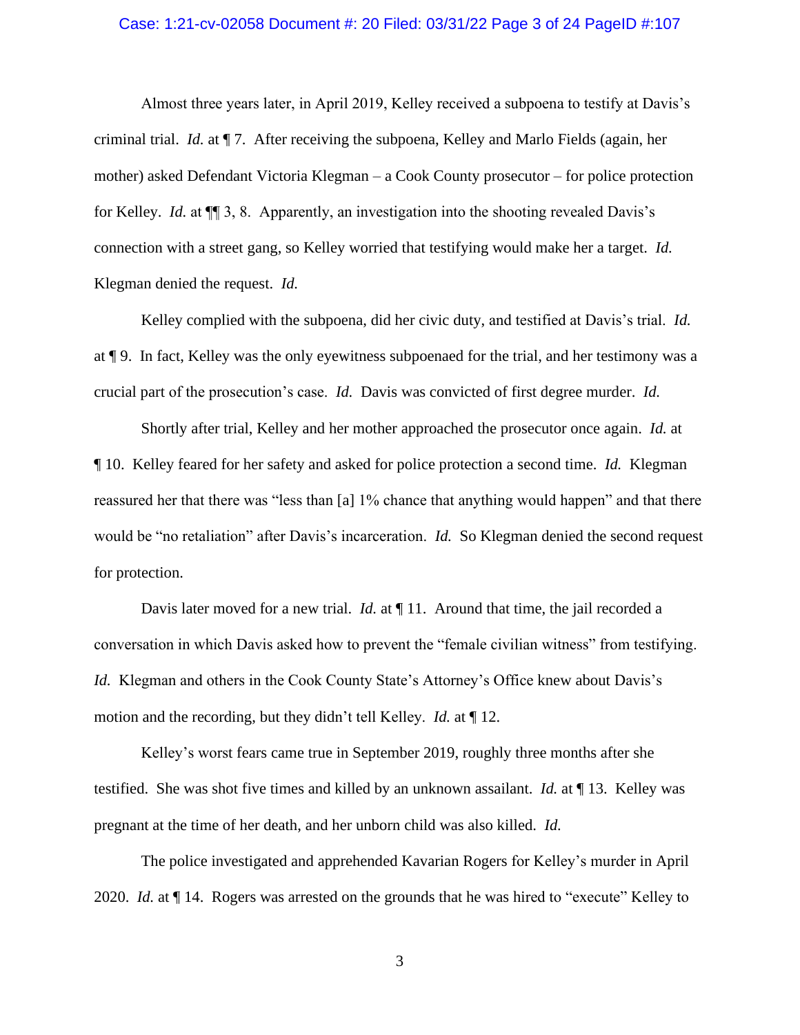Almost three years later, in April 2019, Kelley received a subpoena to testify at Davis's criminal trial. *Id.* at ¶ 7. After receiving the subpoena, Kelley and Marlo Fields (again, her mother) asked Defendant Victoria Klegman – a Cook County prosecutor – for police protection for Kelley. *Id.* at ¶¶ 3, 8. Apparently, an investigation into the shooting revealed Davis's connection with a street gang, so Kelley worried that testifying would make her a target. *Id.* Klegman denied the request. *Id.*

Kelley complied with the subpoena, did her civic duty, and testified at Davis's trial. *Id.* at ¶ 9. In fact, Kelley was the only eyewitness subpoenaed for the trial, and her testimony was a crucial part of the prosecution's case. *Id.* Davis was convicted of first degree murder. *Id.*

Shortly after trial, Kelley and her mother approached the prosecutor once again. *Id.* at ¶ 10. Kelley feared for her safety and asked for police protection a second time. *Id.* Klegman reassured her that there was "less than [a] 1% chance that anything would happen" and that there would be "no retaliation" after Davis's incarceration. *Id.* So Klegman denied the second request for protection.

Davis later moved for a new trial. *Id.* at ¶ 11. Around that time, the jail recorded a conversation in which Davis asked how to prevent the "female civilian witness" from testifying. *Id.* Klegman and others in the Cook County State's Attorney's Office knew about Davis's motion and the recording, but they didn't tell Kelley. *Id.* at ¶ 12.

Kelley's worst fears came true in September 2019, roughly three months after she testified. She was shot five times and killed by an unknown assailant. *Id.* at ¶ 13. Kelley was pregnant at the time of her death, and her unborn child was also killed. *Id.*

The police investigated and apprehended Kavarian Rogers for Kelley's murder in April 2020. *Id.* at ¶ 14. Rogers was arrested on the grounds that he was hired to "execute" Kelley to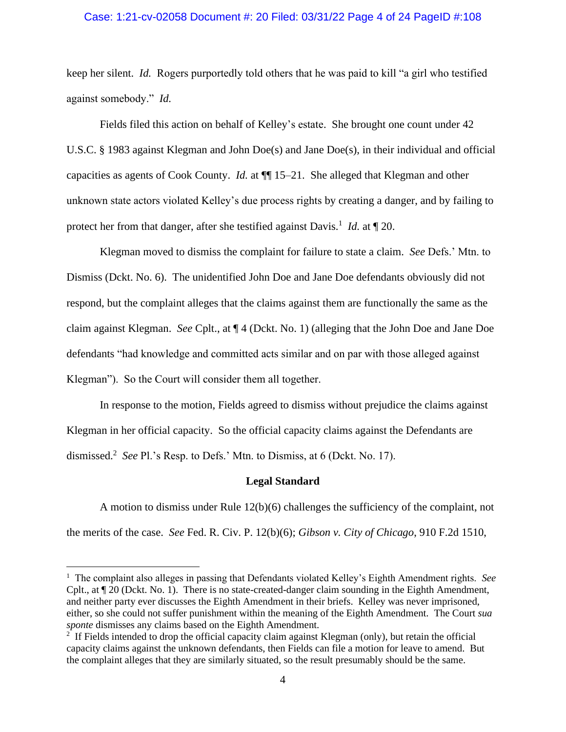keep her silent. *Id.* Rogers purportedly told others that he was paid to kill "a girl who testified against somebody." *Id.*

Fields filed this action on behalf of Kelley's estate. She brought one count under 42 U.S.C. § 1983 against Klegman and John Doe(s) and Jane Doe(s), in their individual and official capacities as agents of Cook County. *Id.* at ¶¶ 15–21. She alleged that Klegman and other unknown state actors violated Kelley's due process rights by creating a danger, and by failing to protect her from that danger, after she testified against Davis.[1] *Id.* at ¶ 20.

Klegman moved to dismiss the complaint for failure to state a claim. *See* Defs.' Mtn. to Dismiss (Dckt. No. 6). The unidentified John Doe and Jane Doe defendants obviously did not respond, but the complaint alleges that the claims against them are functionally the same as the claim against Klegman. *See* Cplt., at ¶ 4 (Dckt. No. 1) (alleging that the John Doe and Jane Doe defendants "had knowledge and committed acts similar and on par with those alleged against Klegman"). So the Court will consider them all together.

In response to the motion, Fields agreed to dismiss without prejudice the claims against Klegman in her official capacity. So the official capacity claims against the Defendants are dismissed.[2] *See* Pl.'s Resp. to Defs.' Mtn. to Dismiss, at 6 (Dckt. No. 17).

## Legal Standard

A motion to dismiss under Rule 12(b)(6) challenges the sufficiency of the complaint, not the merits of the case. *See* Fed. R. Civ. P. 12(b)(6); *Gibson v. City of Chicago*, 910 F.2d 1510,

---

[1] The complaint also alleges in passing that Defendants violated Kelley's Eighth Amendment rights. *See* Cplt., at ¶ 20 (Dckt. No. 1). There is no state-created-danger claim sounding in the Eighth Amendment, and neither party ever discusses the Eighth Amendment in their briefs. Kelley was never imprisoned, either, so she could not suffer punishment within the meaning of the Eighth Amendment. The Court *sua sponte* dismisses any claims based on the Eighth Amendment.

[2] If Fields intended to drop the official capacity claim against Klegman (only), but retain the official capacity claims against the unknown defendants, then Fields can file a motion for leave to amend. But the complaint alleges that they are similarly situated, so the result presumably should be the same.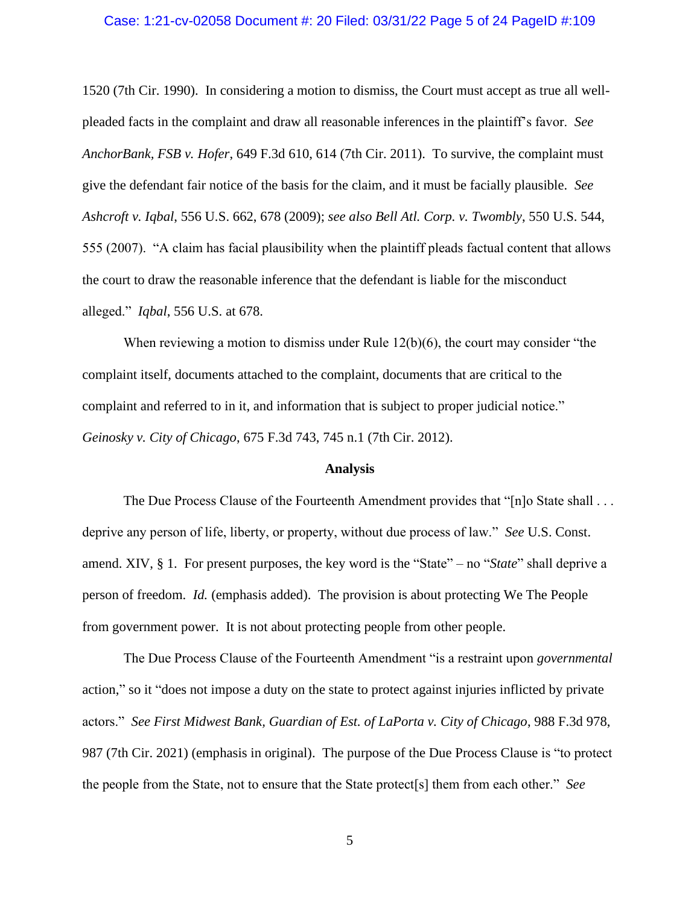1520 (7th Cir. 1990). In considering a motion to dismiss, the Court must accept as true all well-pleaded facts in the complaint and draw all reasonable inferences in the plaintiff's favor. *See AnchorBank, FSB v. Hofer*, 649 F.3d 610, 614 (7th Cir. 2011). To survive, the complaint must give the defendant fair notice of the basis for the claim, and it must be facially plausible. *See Ashcroft v. Iqbal*, 556 U.S. 662, 678 (2009); *see also Bell Atl. Corp. v. Twombly*, 550 U.S. 544, 555 (2007). "A claim has facial plausibility when the plaintiff pleads factual content that allows the court to draw the reasonable inference that the defendant is liable for the misconduct alleged." *Iqbal*, 556 U.S. at 678.

When reviewing a motion to dismiss under Rule 12(b)(6), the court may consider "the complaint itself, documents attached to the complaint, documents that are critical to the complaint and referred to in it, and information that is subject to proper judicial notice." *Geinosky v. City of Chicago*, 675 F.3d 743, 745 n.1 (7th Cir. 2012).

**Analysis**

The Due Process Clause of the Fourteenth Amendment provides that "[n]o State shall . . . deprive any person of life, liberty, or property, without due process of law." *See* U.S. Const. amend. XIV, § 1. For present purposes, the key word is the "State" – no "*State*" shall deprive a person of freedom. *Id.* (emphasis added). The provision is about protecting We The People from government power. It is not about protecting people from other people.

The Due Process Clause of the Fourteenth Amendment "is a restraint upon *governmental* action," so it "does not impose a duty on the state to protect against injuries inflicted by private actors." *See First Midwest Bank, Guardian of Est. of LaPorta v. City of Chicago*, 988 F.3d 978, 987 (7th Cir. 2021) (emphasis in original). The purpose of the Due Process Clause is "to protect the people from the State, not to ensure that the State protect[s] them from each other." *See*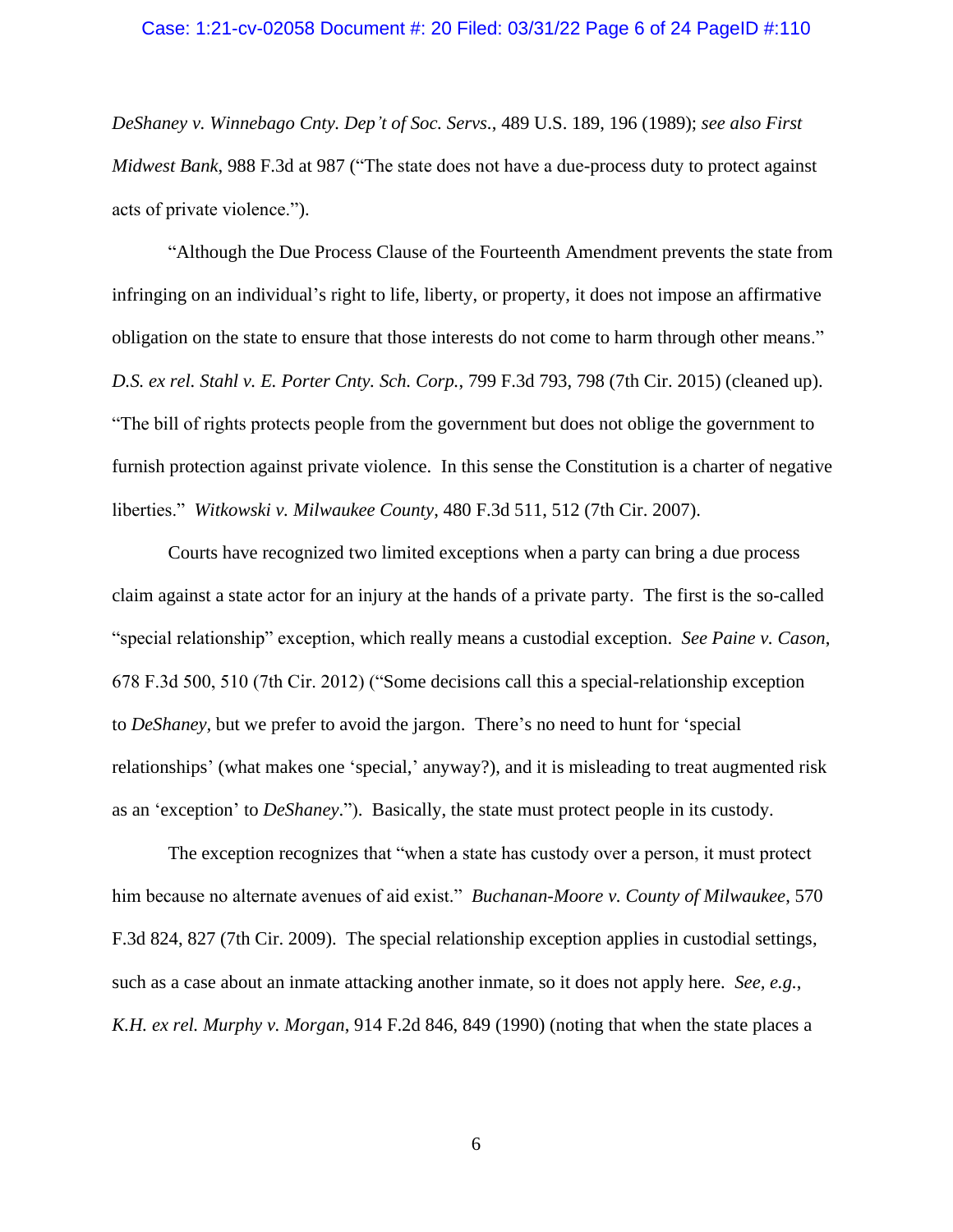*DeShaney v. Winnebago Cnty. Dep't of Soc. Servs.*, 489 U.S. 189, 196 (1989); *see also First Midwest Bank*, 988 F.3d at 987 ("The state does not have a due-process duty to protect against acts of private violence.").

"Although the Due Process Clause of the Fourteenth Amendment prevents the state from infringing on an individual's right to life, liberty, or property, it does not impose an affirmative obligation on the state to ensure that those interests do not come to harm through other means." *D.S. ex rel. Stahl v. E. Porter Cnty. Sch. Corp.*, 799 F.3d 793, 798 (7th Cir. 2015) (cleaned up). "The bill of rights protects people from the government but does not oblige the government to furnish protection against private violence. In this sense the Constitution is a charter of negative liberties." *Witkowski v. Milwaukee County*, 480 F.3d 511, 512 (7th Cir. 2007).

Courts have recognized two limited exceptions when a party can bring a due process claim against a state actor for an injury at the hands of a private party. The first is the so-called "special relationship" exception, which really means a custodial exception. *See Paine v. Cason*, 678 F.3d 500, 510 (7th Cir. 2012) ("Some decisions call this a special-relationship exception to *DeShaney*, but we prefer to avoid the jargon. There's no need to hunt for 'special relationships' (what makes one 'special,' anyway?), and it is misleading to treat augmented risk as an 'exception' to *DeShaney*."). Basically, the state must protect people in its custody.

The exception recognizes that "when a state has custody over a person, it must protect him because no alternate avenues of aid exist." *Buchanan-Moore v. County of Milwaukee*, 570 F.3d 824, 827 (7th Cir. 2009). The special relationship exception applies in custodial settings, such as a case about an inmate attacking another inmate, so it does not apply here. *See, e.g.*, *K.H. ex rel. Murphy v. Morgan*, 914 F.2d 846, 849 (1990) (noting that when the state places a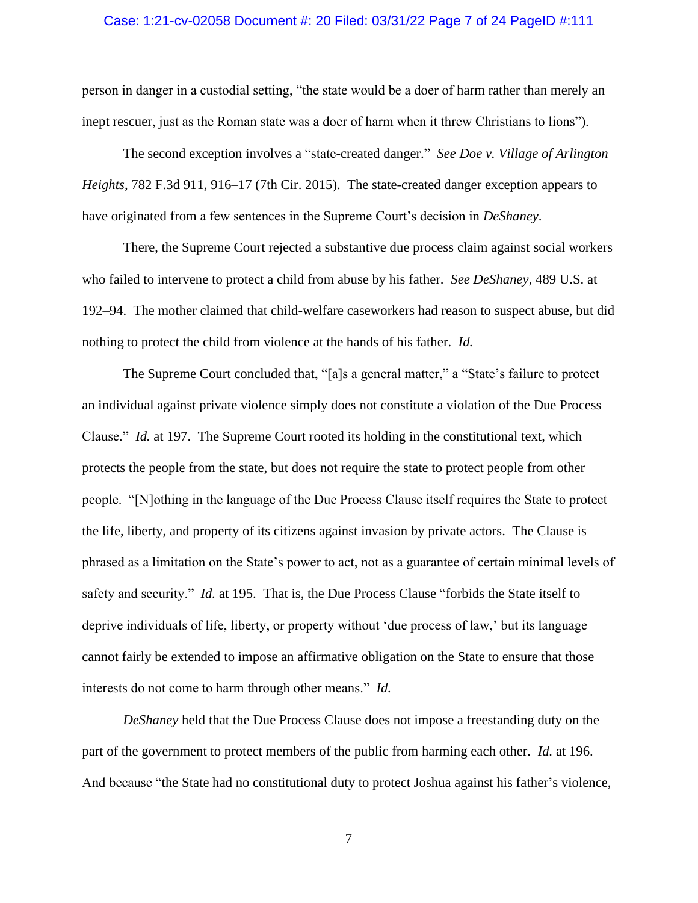person in danger in a custodial setting, "the state would be a doer of harm rather than merely an inept rescuer, just as the Roman state was a doer of harm when it threw Christians to lions").

The second exception involves a "state-created danger." *See Doe v. Village of Arlington Heights*, 782 F.3d 911, 916–17 (7th Cir. 2015). The state-created danger exception appears to have originated from a few sentences in the Supreme Court's decision in *DeShaney*.

There, the Supreme Court rejected a substantive due process claim against social workers who failed to intervene to protect a child from abuse by his father. *See DeShaney*, 489 U.S. at 192–94. The mother claimed that child-welfare caseworkers had reason to suspect abuse, but did nothing to protect the child from violence at the hands of his father. *Id.*

The Supreme Court concluded that, "[a]s a general matter," a "State's failure to protect an individual against private violence simply does not constitute a violation of the Due Process Clause." *Id.* at 197. The Supreme Court rooted its holding in the constitutional text, which protects the people from the state, but does not require the state to protect people from other people. "[N]othing in the language of the Due Process Clause itself requires the State to protect the life, liberty, and property of its citizens against invasion by private actors. The Clause is phrased as a limitation on the State's power to act, not as a guarantee of certain minimal levels of safety and security." *Id.* at 195. That is, the Due Process Clause "forbids the State itself to deprive individuals of life, liberty, or property without 'due process of law,' but its language cannot fairly be extended to impose an affirmative obligation on the State to ensure that those interests do not come to harm through other means." *Id.*

*DeShaney* held that the Due Process Clause does not impose a freestanding duty on the part of the government to protect members of the public from harming each other. *Id.* at 196. And because "the State had no constitutional duty to protect Joshua against his father's violence,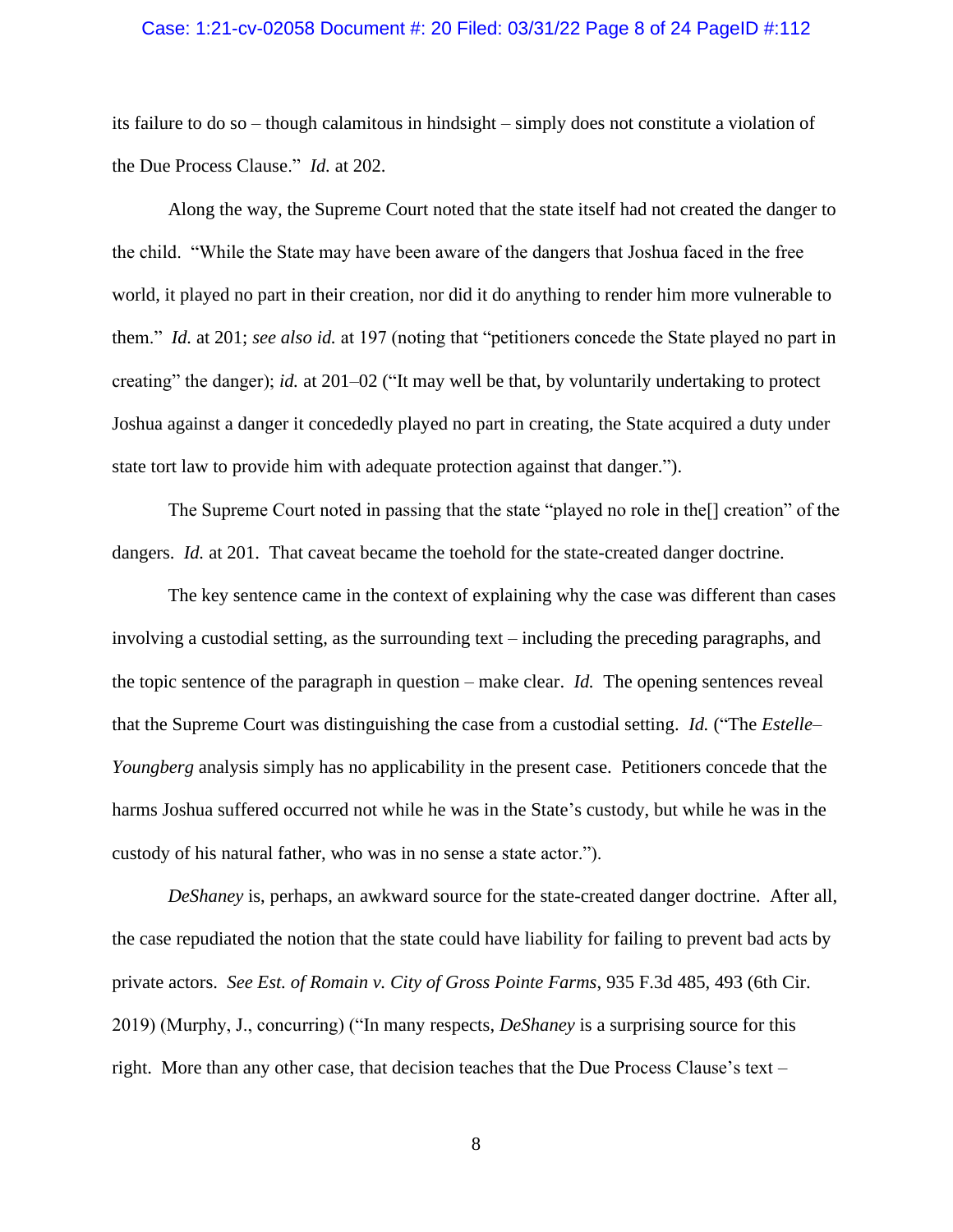its failure to do so – though calamitous in hindsight – simply does not constitute a violation of the Due Process Clause." *Id.* at 202.

Along the way, the Supreme Court noted that the state itself had not created the danger to the child. "While the State may have been aware of the dangers that Joshua faced in the free world, it played no part in their creation, nor did it do anything to render him more vulnerable to them." *Id.* at 201; *see also id.* at 197 (noting that "petitioners concede the State played no part in creating" the danger); *id.* at 201–02 ("It may well be that, by voluntarily undertaking to protect Joshua against a danger it concededly played no part in creating, the State acquired a duty under state tort law to provide him with adequate protection against that danger.").

The Supreme Court noted in passing that the state "played no role in the[] creation" of the dangers. *Id.* at 201. That caveat became the toehold for the state-created danger doctrine.

The key sentence came in the context of explaining why the case was different than cases involving a custodial setting, as the surrounding text – including the preceding paragraphs, and the topic sentence of the paragraph in question – make clear. *Id.* The opening sentences reveal that the Supreme Court was distinguishing the case from a custodial setting. *Id.* ("The *Estelle–Youngberg* analysis simply has no applicability in the present case. Petitioners concede that the harms Joshua suffered occurred not while he was in the State's custody, but while he was in the custody of his natural father, who was in no sense a state actor.").

*DeShaney* is, perhaps, an awkward source for the state-created danger doctrine. After all, the case repudiated the notion that the state could have liability for failing to prevent bad acts by private actors. *See Est. of Romain v. City of Gross Pointe Farms*, 935 F.3d 485, 493 (6th Cir. 2019) (Murphy, J., concurring) ("In many respects, *DeShaney* is a surprising source for this right. More than any other case, that decision teaches that the Due Process Clause's text –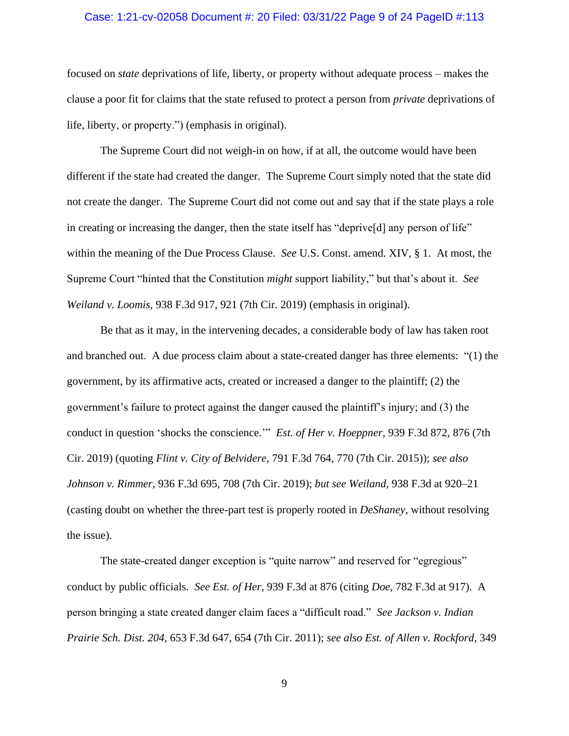focused on *state* deprivations of life, liberty, or property without adequate process – makes the clause a poor fit for claims that the state refused to protect a person from *private* deprivations of life, liberty, or property.") (emphasis in original).

The Supreme Court did not weigh-in on how, if at all, the outcome would have been different if the state had created the danger. The Supreme Court simply noted that the state did not create the danger. The Supreme Court did not come out and say that if the state plays a role in creating or increasing the danger, then the state itself has "deprive[d] any person of life" within the meaning of the Due Process Clause. *See* U.S. Const. amend. XIV, § 1. At most, the Supreme Court "hinted that the Constitution *might* support liability," but that's about it. *See Weiland v. Loomis*, 938 F.3d 917, 921 (7th Cir. 2019) (emphasis in original).

Be that as it may, in the intervening decades, a considerable body of law has taken root and branched out. A due process claim about a state-created danger has three elements: "(1) the government, by its affirmative acts, created or increased a danger to the plaintiff; (2) the government's failure to protect against the danger caused the plaintiff's injury; and (3) the conduct in question 'shocks the conscience.'" *Est. of Her v. Hoeppner*, 939 F.3d 872, 876 (7th Cir. 2019) (quoting *Flint v. City of Belvidere*, 791 F.3d 764, 770 (7th Cir. 2015)); *see also Johnson v. Rimmer*, 936 F.3d 695, 708 (7th Cir. 2019); *but see Weiland*, 938 F.3d at 920–21 (casting doubt on whether the three-part test is properly rooted in *DeShaney*, without resolving the issue).

The state-created danger exception is "quite narrow" and reserved for "egregious" conduct by public officials. *See Est. of Her*, 939 F.3d at 876 (citing *Doe*, 782 F.3d at 917). A person bringing a state created danger claim faces a "difficult road." *See Jackson v. Indian Prairie Sch. Dist. 204*, 653 F.3d 647, 654 (7th Cir. 2011); *see also Est. of Allen v. Rockford*, 349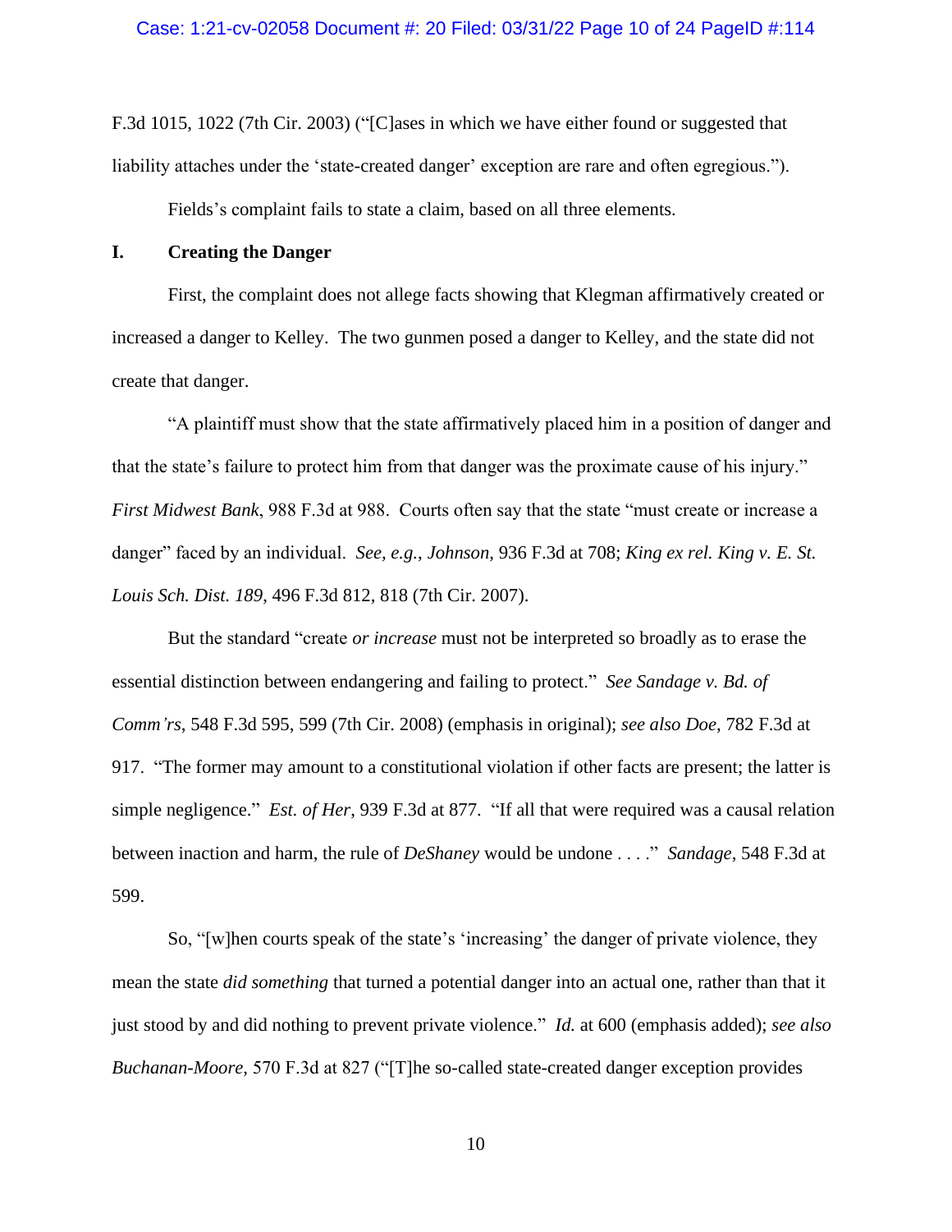F.3d 1015, 1022 (7th Cir. 2003) ("[C]ases in which we have either found or suggested that liability attaches under the 'state-created danger' exception are rare and often egregious.").

Fields's complaint fails to state a claim, based on all three elements.

## I. Creating the Danger

First, the complaint does not allege facts showing that Klegman affirmatively created or increased a danger to Kelley. The two gunmen posed a danger to Kelley, and the state did not create that danger.

"A plaintiff must show that the state affirmatively placed him in a position of danger and that the state's failure to protect him from that danger was the proximate cause of his injury." *First Midwest Bank*, 988 F.3d at 988. Courts often say that the state "must create or increase a danger" faced by an individual. *See, e.g.*, *Johnson*, 936 F.3d at 708; *King ex rel. King v. E. St. Louis Sch. Dist. 189*, 496 F.3d 812, 818 (7th Cir. 2007).

But the standard "create *or increase* must not be interpreted so broadly as to erase the essential distinction between endangering and failing to protect." *See Sandage v. Bd. of Comm'rs*, 548 F.3d 595, 599 (7th Cir. 2008) (emphasis in original); *see also Doe*, 782 F.3d at 917. "The former may amount to a constitutional violation if other facts are present; the latter is simple negligence." *Est. of Her*, 939 F.3d at 877. "If all that were required was a causal relation between inaction and harm, the rule of *DeShaney* would be undone . . . ." *Sandage*, 548 F.3d at 599.

So, "[w]hen courts speak of the state's 'increasing' the danger of private violence, they mean the state *did something* that turned a potential danger into an actual one, rather than that it just stood by and did nothing to prevent private violence." *Id.* at 600 (emphasis added); *see also Buchanan-Moore*, 570 F.3d at 827 ("[T]he so-called state-created danger exception provides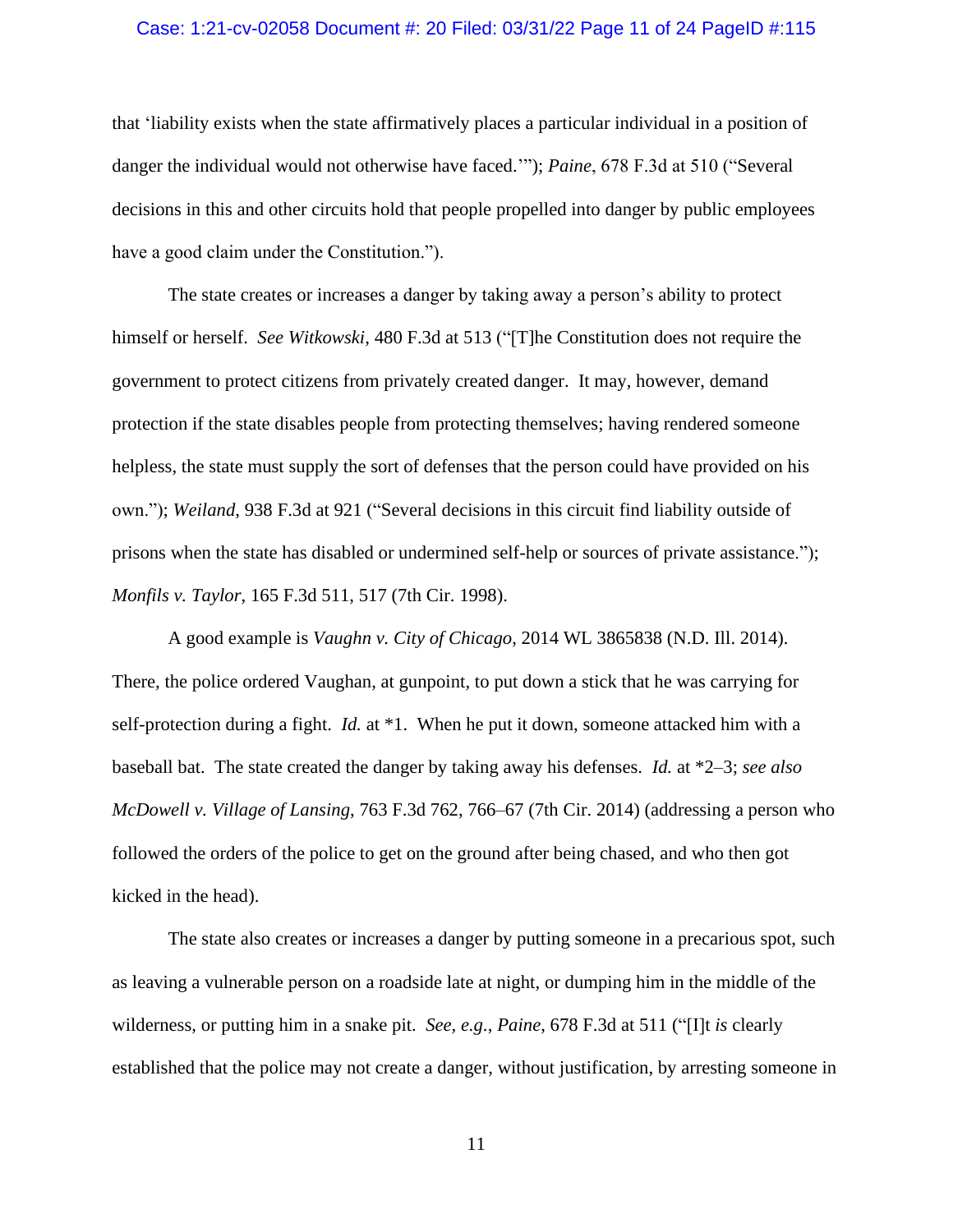that 'liability exists when the state affirmatively places a particular individual in a position of danger the individual would not otherwise have faced.'"); *Paine*, 678 F.3d at 510 ("Several decisions in this and other circuits hold that people propelled into danger by public employees have a good claim under the Constitution.").

The state creates or increases a danger by taking away a person's ability to protect himself or herself. *See Witkowski*, 480 F.3d at 513 ("[T]he Constitution does not require the government to protect citizens from privately created danger. It may, however, demand protection if the state disables people from protecting themselves; having rendered someone helpless, the state must supply the sort of defenses that the person could have provided on his own."); *Weiland*, 938 F.3d at 921 ("Several decisions in this circuit find liability outside of prisons when the state has disabled or undermined self-help or sources of private assistance."); *Monfils v. Taylor*, 165 F.3d 511, 517 (7th Cir. 1998).

A good example is *Vaughn v. City of Chicago*, 2014 WL 3865838 (N.D. Ill. 2014). There, the police ordered Vaughan, at gunpoint, to put down a stick that he was carrying for self-protection during a fight. *Id.* at *1. When he put it down, someone attacked him with a baseball bat. The state created the danger by taking away his defenses. *Id.* at *2–3; *see also McDowell v. Village of Lansing*, 763 F.3d 762, 766–67 (7th Cir. 2014) (addressing a person who followed the orders of the police to get on the ground after being chased, and who then got kicked in the head).

The state also creates or increases a danger by putting someone in a precarious spot, such as leaving a vulnerable person on a roadside late at night, or dumping him in the middle of the wilderness, or putting him in a snake pit. *See, e.g.*, *Paine*, 678 F.3d at 511 ("[I]t *is* clearly established that the police may not create a danger, without justification, by arresting someone in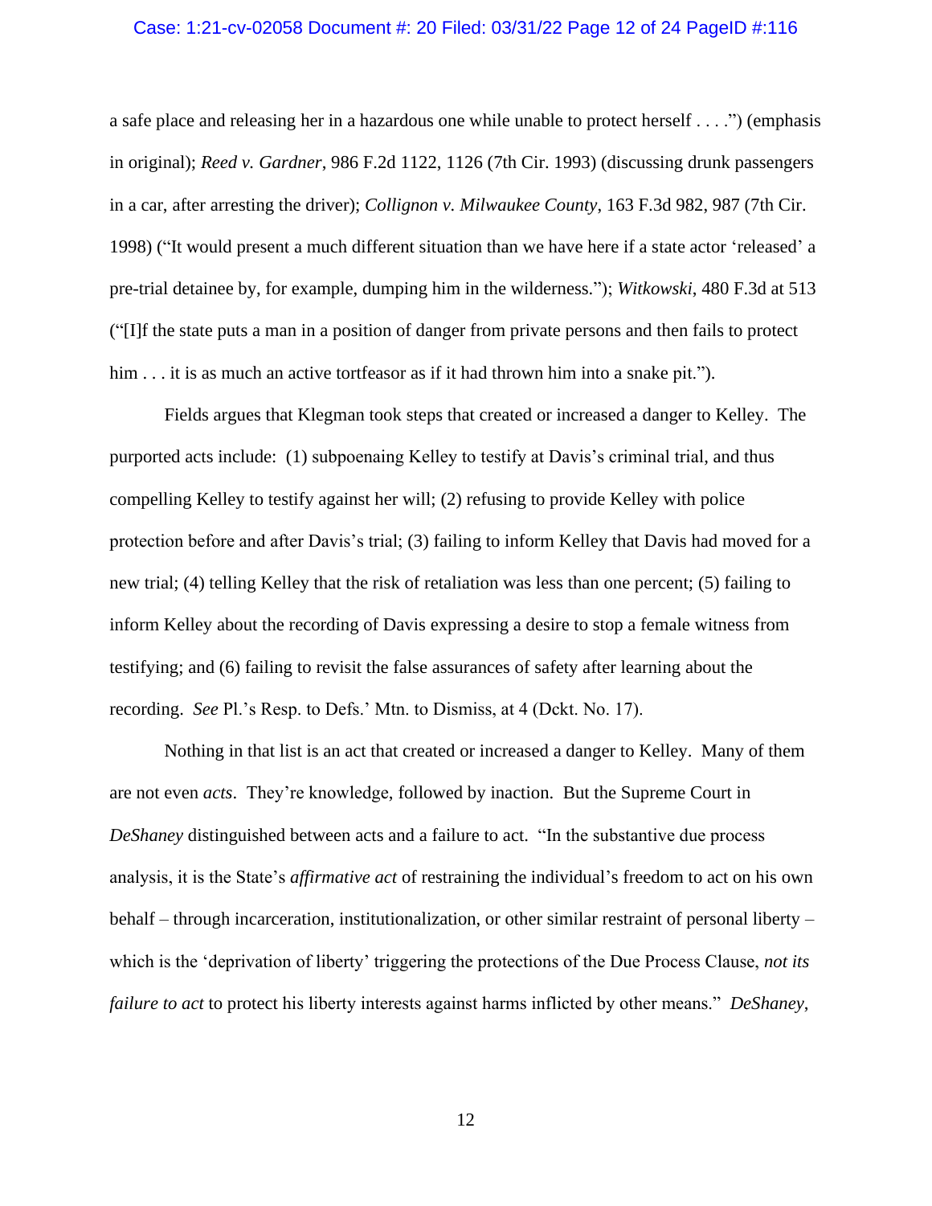a safe place and releasing her in a hazardous one while unable to protect herself . . . .") (emphasis in original); *Reed v. Gardner*, 986 F.2d 1122, 1126 (7th Cir. 1993) (discussing drunk passengers in a car, after arresting the driver); *Collignon v. Milwaukee County*, 163 F.3d 982, 987 (7th Cir. 1998) ("It would present a much different situation than we have here if a state actor 'released' a pre-trial detainee by, for example, dumping him in the wilderness."); *Witkowski*, 480 F.3d at 513 ("[I]f the state puts a man in a position of danger from private persons and then fails to protect him . . . it is as much an active tortfeasor as if it had thrown him into a snake pit.").

Fields argues that Klegman took steps that created or increased a danger to Kelley. The purported acts include: (1) subpoenaing Kelley to testify at Davis's criminal trial, and thus compelling Kelley to testify against her will; (2) refusing to provide Kelley with police protection before and after Davis's trial; (3) failing to inform Kelley that Davis had moved for a new trial; (4) telling Kelley that the risk of retaliation was less than one percent; (5) failing to inform Kelley about the recording of Davis expressing a desire to stop a female witness from testifying; and (6) failing to revisit the false assurances of safety after learning about the recording. *See* Pl.'s Resp. to Defs.' Mtn. to Dismiss, at 4 (Dckt. No. 17).

Nothing in that list is an act that created or increased a danger to Kelley. Many of them are not even *acts*. They're knowledge, followed by inaction. But the Supreme Court in *DeShaney* distinguished between acts and a failure to act. "In the substantive due process analysis, it is the State's *affirmative act* of restraining the individual's freedom to act on his own behalf – through incarceration, institutionalization, or other similar restraint of personal liberty – which is the 'deprivation of liberty' triggering the protections of the Due Process Clause, *not its failure to act* to protect his liberty interests against harms inflicted by other means." *DeShaney*,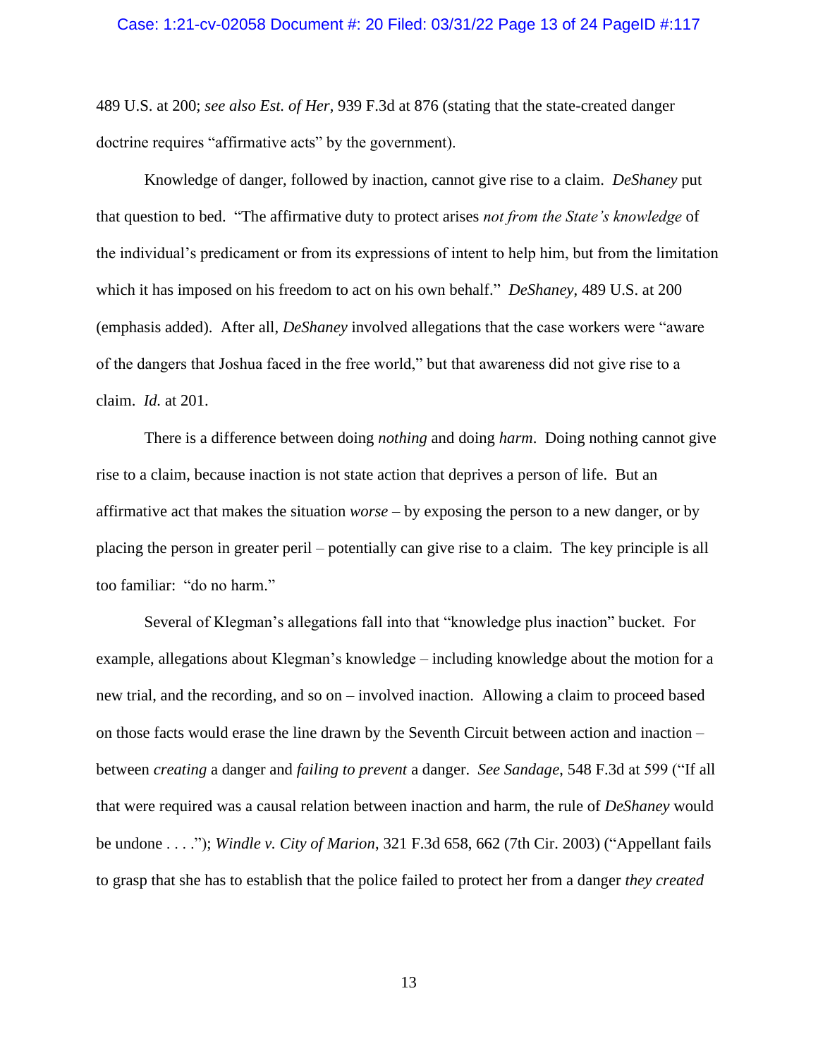489 U.S. at 200; *see also Est. of Her*, 939 F.3d at 876 (stating that the state-created danger doctrine requires "affirmative acts" by the government).

Knowledge of danger, followed by inaction, cannot give rise to a claim. *DeShaney* put that question to bed. "The affirmative duty to protect arises *not from the State's knowledge* of the individual's predicament or from its expressions of intent to help him, but from the limitation which it has imposed on his freedom to act on his own behalf." *DeShaney*, 489 U.S. at 200 (emphasis added). After all, *DeShaney* involved allegations that the case workers were "aware of the dangers that Joshua faced in the free world," but that awareness did not give rise to a claim. *Id.* at 201.

There is a difference between doing *nothing* and doing *harm*. Doing nothing cannot give rise to a claim, because inaction is not state action that deprives a person of life. But an affirmative act that makes the situation *worse* – by exposing the person to a new danger, or by placing the person in greater peril – potentially can give rise to a claim. The key principle is all too familiar: "do no harm."

Several of Klegman's allegations fall into that "knowledge plus inaction" bucket. For example, allegations about Klegman's knowledge – including knowledge about the motion for a new trial, and the recording, and so on – involved inaction. Allowing a claim to proceed based on those facts would erase the line drawn by the Seventh Circuit between action and inaction – between *creating* a danger and *failing to prevent* a danger. *See Sandage*, 548 F.3d at 599 ("If all that were required was a causal relation between inaction and harm, the rule of *DeShaney* would be undone . . . ."); *Windle v. City of Marion*, 321 F.3d 658, 662 (7th Cir. 2003) ("Appellant fails to grasp that she has to establish that the police failed to protect her from a danger *they created*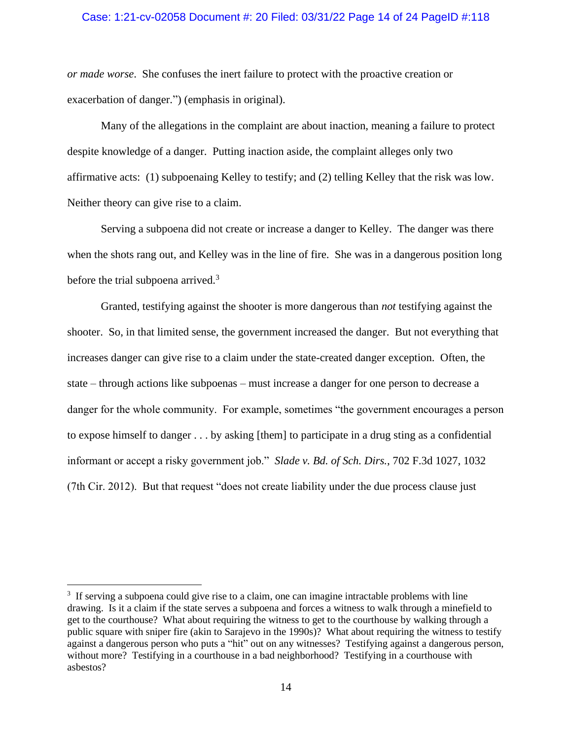*or made worse*. She confuses the inert failure to protect with the proactive creation or exacerbation of danger.") (emphasis in original).

Many of the allegations in the complaint are about inaction, meaning a failure to protect despite knowledge of a danger. Putting inaction aside, the complaint alleges only two affirmative acts: (1) subpoenaing Kelley to testify; and (2) telling Kelley that the risk was low. Neither theory can give rise to a claim.

Serving a subpoena did not create or increase a danger to Kelley. The danger was there when the shots rang out, and Kelley was in the line of fire. She was in a dangerous position long before the trial subpoena arrived.[3]

Granted, testifying against the shooter is more dangerous than *not* testifying against the shooter. So, in that limited sense, the government increased the danger. But not everything that increases danger can give rise to a claim under the state-created danger exception. Often, the state – through actions like subpoenas – must increase a danger for one person to decrease a danger for the whole community. For example, sometimes "the government encourages a person to expose himself to danger . . . by asking [them] to participate in a drug sting as a confidential informant or accept a risky government job." *Slade v. Bd. of Sch. Dirs.*, 702 F.3d 1027, 1032 (7th Cir. 2012). But that request "does not create liability under the due process clause just

---

[3] If serving a subpoena could give rise to a claim, one can imagine intractable problems with line drawing. Is it a claim if the state serves a subpoena and forces a witness to walk through a minefield to get to the courthouse? What about requiring the witness to get to the courthouse by walking through a public square with sniper fire (akin to Sarajevo in the 1990s)? What about requiring the witness to testify against a dangerous person who puts a "hit" out on any witnesses? Testifying against a dangerous person, without more? Testifying in a courthouse in a bad neighborhood? Testifying in a courthouse with asbestos?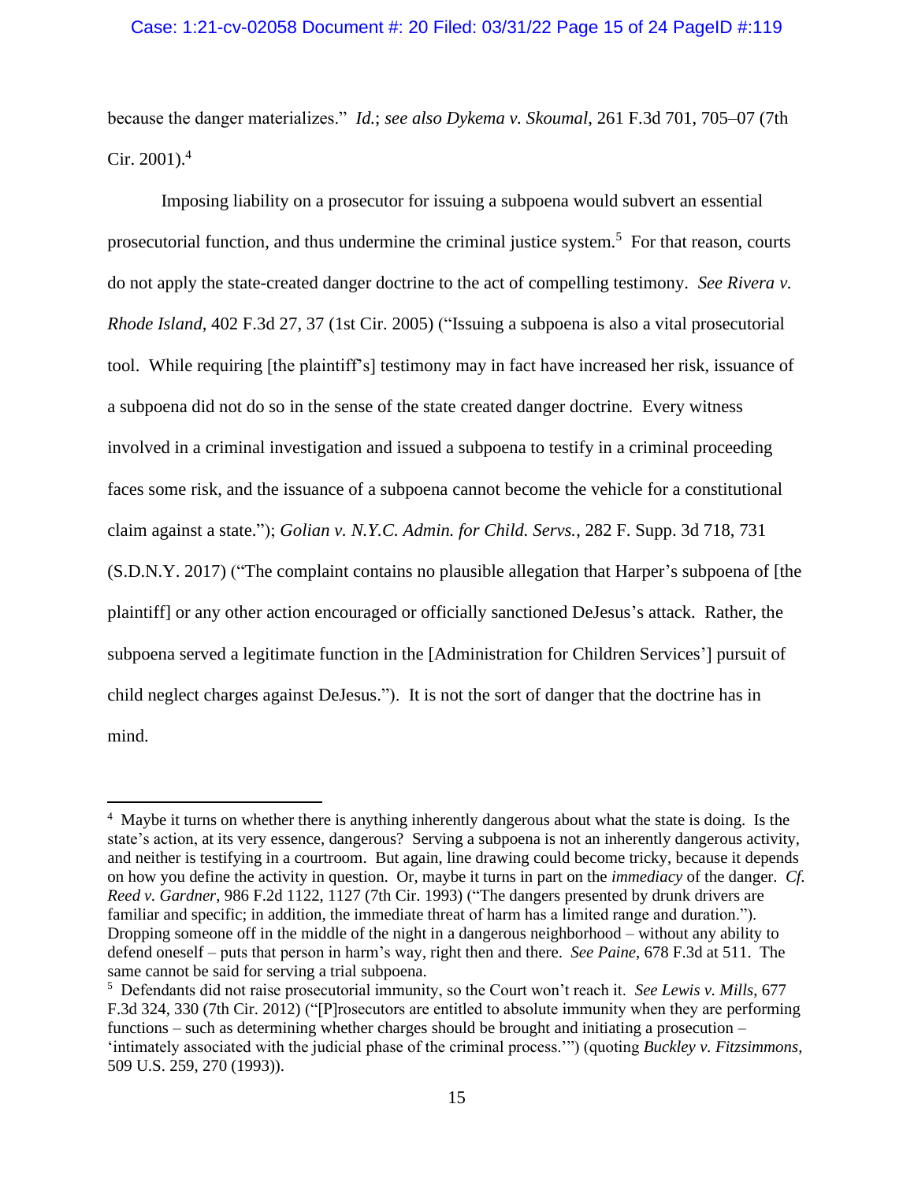because the danger materializes." *Id.*; *see also Dykema v. Skoumal*, 261 F.3d 701, 705–07 (7th Cir. 2001).[4]

Imposing liability on a prosecutor for issuing a subpoena would subvert an essential prosecutorial function, and thus undermine the criminal justice system.[5] For that reason, courts do not apply the state-created danger doctrine to the act of compelling testimony. *See Rivera v. Rhode Island*, 402 F.3d 27, 37 (1st Cir. 2005) ("Issuing a subpoena is also a vital prosecutorial tool. While requiring [the plaintiff's] testimony may in fact have increased her risk, issuance of a subpoena did not do so in the sense of the state created danger doctrine. Every witness involved in a criminal investigation and issued a subpoena to testify in a criminal proceeding faces some risk, and the issuance of a subpoena cannot become the vehicle for a constitutional claim against a state."); *Golian v. N.Y.C. Admin. for Child. Servs.*, 282 F. Supp. 3d 718, 731 (S.D.N.Y. 2017) ("The complaint contains no plausible allegation that Harper's subpoena of [the plaintiff] or any other action encouraged or officially sanctioned DeJesus's attack. Rather, the subpoena served a legitimate function in the [Administration for Children Services'] pursuit of child neglect charges against DeJesus."). It is not the sort of danger that the doctrine has in mind.

---

[4] Maybe it turns on whether there is anything inherently dangerous about what the state is doing. Is the state's action, at its very essence, dangerous? Serving a subpoena is not an inherently dangerous activity, and neither is testifying in a courtroom. But again, line drawing could become tricky, because it depends on how you define the activity in question. Or, maybe it turns in part on the *immediacy* of the danger. *Cf. Reed v. Gardner*, 986 F.2d 1122, 1127 (7th Cir. 1993) ("The dangers presented by drunk drivers are familiar and specific; in addition, the immediate threat of harm has a limited range and duration."). Dropping someone off in the middle of the night in a dangerous neighborhood – without any ability to defend oneself – puts that person in harm's way, right then and there. *See Paine*, 678 F.3d at 511. The same cannot be said for serving a trial subpoena.

[5] Defendants did not raise prosecutorial immunity, so the Court won't reach it. *See Lewis v. Mills*, 677 F.3d 324, 330 (7th Cir. 2012) ("[P]rosecutors are entitled to absolute immunity when they are performing functions – such as determining whether charges should be brought and initiating a prosecution – 'intimately associated with the judicial phase of the criminal process.'") (quoting *Buckley v. Fitzsimmons*, 509 U.S. 259, 270 (1993)).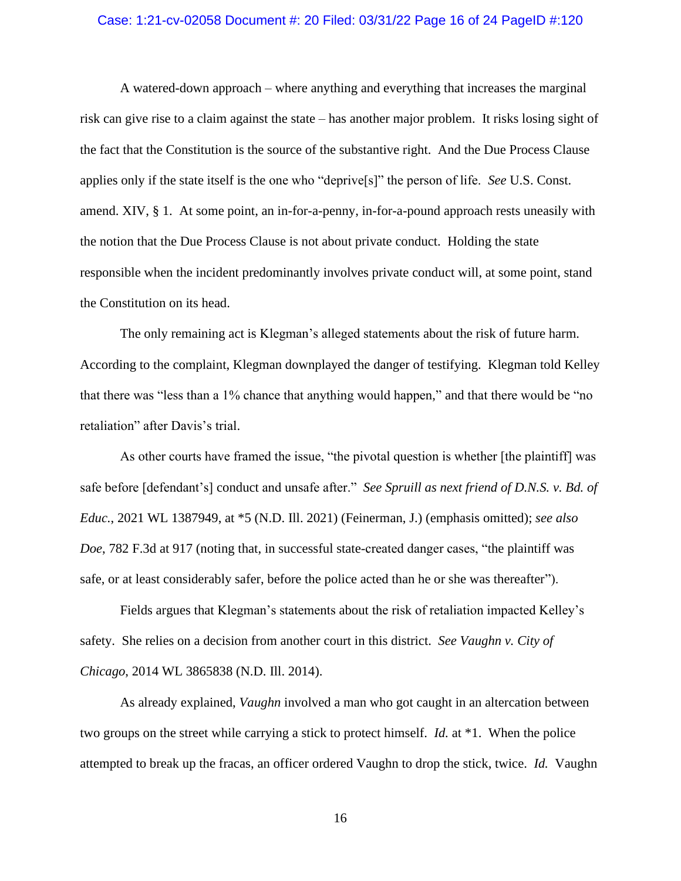A watered-down approach – where anything and everything that increases the marginal risk can give rise to a claim against the state – has another major problem. It risks losing sight of the fact that the Constitution is the source of the substantive right. And the Due Process Clause applies only if the state itself is the one who "deprive[s]" the person of life. *See* U.S. Const. amend. XIV, § 1. At some point, an in-for-a-penny, in-for-a-pound approach rests uneasily with the notion that the Due Process Clause is not about private conduct. Holding the state responsible when the incident predominantly involves private conduct will, at some point, stand the Constitution on its head.

The only remaining act is Klegman's alleged statements about the risk of future harm. According to the complaint, Klegman downplayed the danger of testifying. Klegman told Kelley that there was "less than a 1% chance that anything would happen," and that there would be "no retaliation" after Davis's trial.

As other courts have framed the issue, "the pivotal question is whether [the plaintiff] was safe before [defendant's] conduct and unsafe after." *See Spruill as next friend of D.N.S. v. Bd. of Educ.*, 2021 WL 1387949, at *5 (N.D. Ill. 2021) (Feinerman, J.) (emphasis omitted); *see also Doe*, 782 F.3d at 917 (noting that, in successful state-created danger cases, "the plaintiff was safe, or at least considerably safer, before the police acted than he or she was thereafter").

Fields argues that Klegman's statements about the risk of retaliation impacted Kelley's safety. She relies on a decision from another court in this district. *See Vaughn v. City of Chicago*, 2014 WL 3865838 (N.D. Ill. 2014).

As already explained, *Vaughn* involved a man who got caught in an altercation between two groups on the street while carrying a stick to protect himself. *Id.* at *1. When the police attempted to break up the fracas, an officer ordered Vaughn to drop the stick, twice. *Id.* Vaughn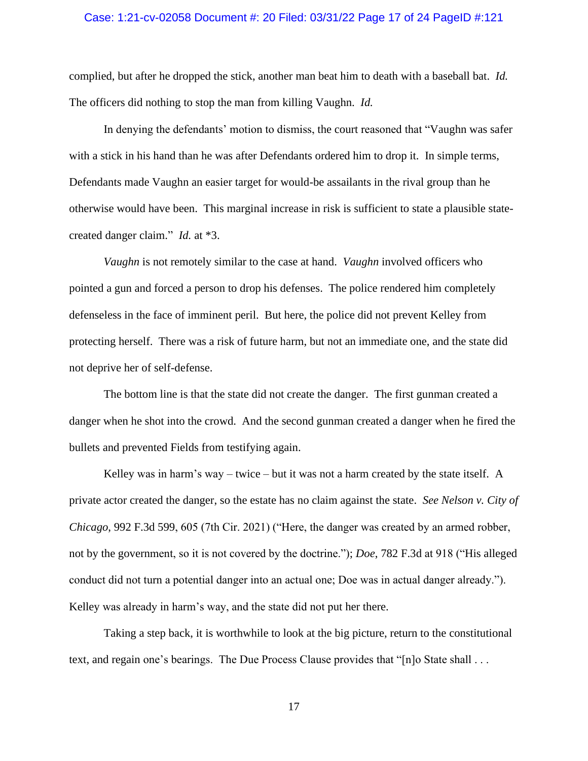complied, but after he dropped the stick, another man beat him to death with a baseball bat. *Id.* The officers did nothing to stop the man from killing Vaughn. *Id.*

In denying the defendants' motion to dismiss, the court reasoned that "Vaughn was safer with a stick in his hand than he was after Defendants ordered him to drop it. In simple terms, Defendants made Vaughn an easier target for would-be assailants in the rival group than he otherwise would have been. This marginal increase in risk is sufficient to state a plausible state-created danger claim." *Id.* at *3.

*Vaughn* is not remotely similar to the case at hand. *Vaughn* involved officers who pointed a gun and forced a person to drop his defenses. The police rendered him completely defenseless in the face of imminent peril. But here, the police did not prevent Kelley from protecting herself. There was a risk of future harm, but not an immediate one, and the state did not deprive her of self-defense.

The bottom line is that the state did not create the danger. The first gunman created a danger when he shot into the crowd. And the second gunman created a danger when he fired the bullets and prevented Fields from testifying again.

Kelley was in harm's way – twice – but it was not a harm created by the state itself. A private actor created the danger, so the estate has no claim against the state. *See Nelson v. City of Chicago*, 992 F.3d 599, 605 (7th Cir. 2021) ("Here, the danger was created by an armed robber, not by the government, so it is not covered by the doctrine."); *Doe*, 782 F.3d at 918 ("His alleged conduct did not turn a potential danger into an actual one; Doe was in actual danger already."). Kelley was already in harm's way, and the state did not put her there.

Taking a step back, it is worthwhile to look at the big picture, return to the constitutional text, and regain one's bearings. The Due Process Clause provides that "[n]o State shall . . .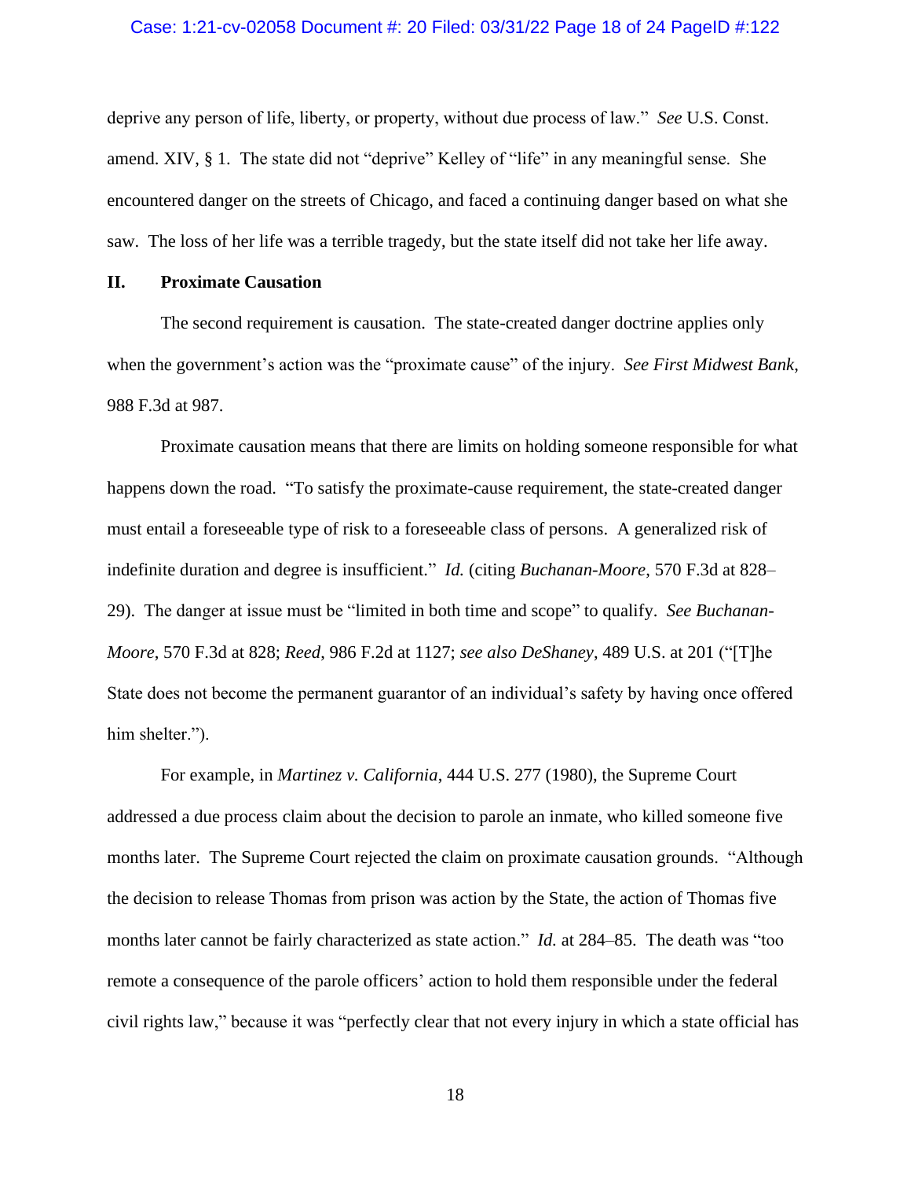deprive any person of life, liberty, or property, without due process of law." *See* U.S. Const. amend. XIV, § 1. The state did not "deprive" Kelley of "life" in any meaningful sense. She encountered danger on the streets of Chicago, and faced a continuing danger based on what she saw. The loss of her life was a terrible tragedy, but the state itself did not take her life away.

## II. Proximate Causation

The second requirement is causation. The state-created danger doctrine applies only when the government's action was the "proximate cause" of the injury. *See First Midwest Bank*, 988 F.3d at 987.

Proximate causation means that there are limits on holding someone responsible for what happens down the road. "To satisfy the proximate-cause requirement, the state-created danger must entail a foreseeable type of risk to a foreseeable class of persons. A generalized risk of indefinite duration and degree is insufficient." *Id.* (citing *Buchanan-Moore*, 570 F.3d at 828–29). The danger at issue must be "limited in both time and scope" to qualify. *See Buchanan-Moore*, 570 F.3d at 828; *Reed*, 986 F.2d at 1127; *see also DeShaney*, 489 U.S. at 201 ("[T]he State does not become the permanent guarantor of an individual's safety by having once offered him shelter.").

For example, in *Martinez v. California*, 444 U.S. 277 (1980), the Supreme Court addressed a due process claim about the decision to parole an inmate, who killed someone five months later. The Supreme Court rejected the claim on proximate causation grounds. "Although the decision to release Thomas from prison was action by the State, the action of Thomas five months later cannot be fairly characterized as state action." *Id.* at 284–85. The death was "too remote a consequence of the parole officers' action to hold them responsible under the federal civil rights law," because it was "perfectly clear that not every injury in which a state official has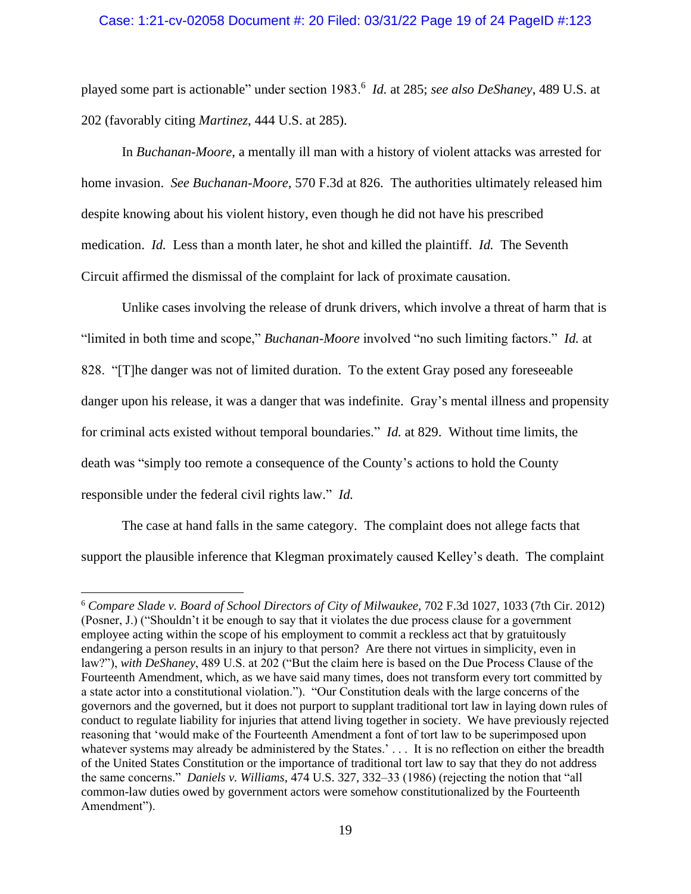played some part is actionable" under section 1983.[6] *Id.* at 285; *see also DeShaney*, 489 U.S. at 202 (favorably citing *Martinez*, 444 U.S. at 285).

In *Buchanan-Moore*, a mentally ill man with a history of violent attacks was arrested for home invasion. *See Buchanan-Moore*, 570 F.3d at 826. The authorities ultimately released him despite knowing about his violent history, even though he did not have his prescribed medication. *Id.* Less than a month later, he shot and killed the plaintiff. *Id.* The Seventh Circuit affirmed the dismissal of the complaint for lack of proximate causation.

Unlike cases involving the release of drunk drivers, which involve a threat of harm that is "limited in both time and scope," *Buchanan-Moore* involved "no such limiting factors." *Id.* at 828. "[T]he danger was not of limited duration. To the extent Gray posed any foreseeable danger upon his release, it was a danger that was indefinite. Gray's mental illness and propensity for criminal acts existed without temporal boundaries." *Id.* at 829. Without time limits, the death was "simply too remote a consequence of the County's actions to hold the County responsible under the federal civil rights law." *Id.*

The case at hand falls in the same category. The complaint does not allege facts that support the plausible inference that Klegman proximately caused Kelley's death. The complaint

---

[6] *Compare Slade v. Board of School Directors of City of Milwaukee*, 702 F.3d 1027, 1033 (7th Cir. 2012) (Posner, J.) ("Shouldn't it be enough to say that it violates the due process clause for a government employee acting within the scope of his employment to commit a reckless act that by gratuitously endangering a person results in an injury to that person? Are there not virtues in simplicity, even in law?"), *with DeShaney*, 489 U.S. at 202 ("But the claim here is based on the Due Process Clause of the Fourteenth Amendment, which, as we have said many times, does not transform every tort committed by a state actor into a constitutional violation."). "Our Constitution deals with the large concerns of the governors and the governed, but it does not purport to supplant traditional tort law in laying down rules of conduct to regulate liability for injuries that attend living together in society. We have previously rejected reasoning that 'would make of the Fourteenth Amendment a font of tort law to be superimposed upon whatever systems may already be administered by the States.' . . . It is no reflection on either the breadth of the United States Constitution or the importance of traditional tort law to say that they do not address the same concerns." *Daniels v. Williams*, 474 U.S. 327, 332–33 (1986) (rejecting the notion that "all common-law duties owed by government actors were somehow constitutionalized by the Fourteenth Amendment").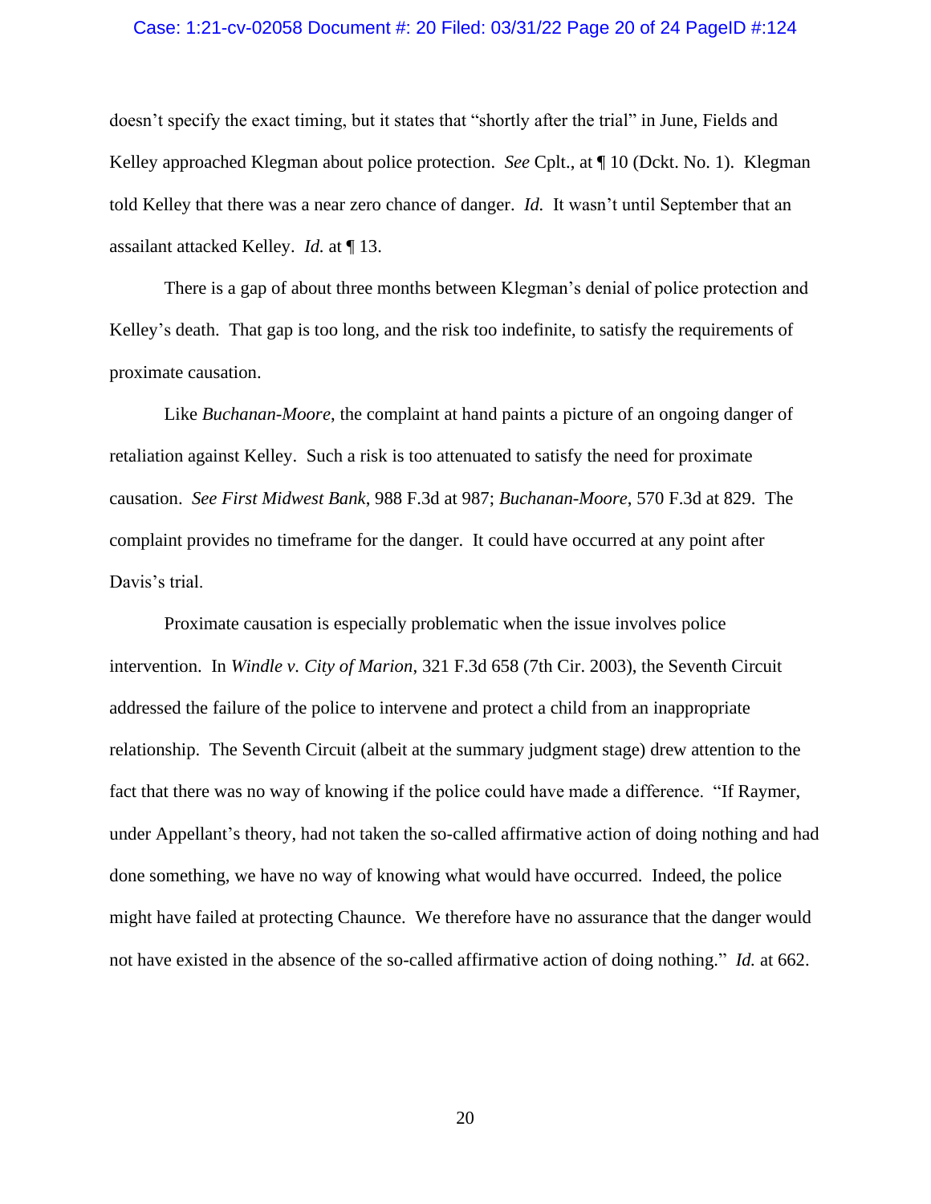doesn't specify the exact timing, but it states that "shortly after the trial" in June, Fields and Kelley approached Klegman about police protection. *See* Cplt., at ¶ 10 (Dckt. No. 1). Klegman told Kelley that there was a near zero chance of danger. *Id.* It wasn't until September that an assailant attacked Kelley. *Id.* at ¶ 13.

There is a gap of about three months between Klegman's denial of police protection and Kelley's death. That gap is too long, and the risk too indefinite, to satisfy the requirements of proximate causation.

Like *Buchanan-Moore*, the complaint at hand paints a picture of an ongoing danger of retaliation against Kelley. Such a risk is too attenuated to satisfy the need for proximate causation. *See First Midwest Bank*, 988 F.3d at 987; *Buchanan-Moore*, 570 F.3d at 829. The complaint provides no timeframe for the danger. It could have occurred at any point after Davis's trial.

Proximate causation is especially problematic when the issue involves police intervention. In *Windle v. City of Marion*, 321 F.3d 658 (7th Cir. 2003), the Seventh Circuit addressed the failure of the police to intervene and protect a child from an inappropriate relationship. The Seventh Circuit (albeit at the summary judgment stage) drew attention to the fact that there was no way of knowing if the police could have made a difference. "If Raymer, under Appellant's theory, had not taken the so-called affirmative action of doing nothing and had done something, we have no way of knowing what would have occurred. Indeed, the police might have failed at protecting Chaunce. We therefore have no assurance that the danger would not have existed in the absence of the so-called affirmative action of doing nothing." *Id.* at 662.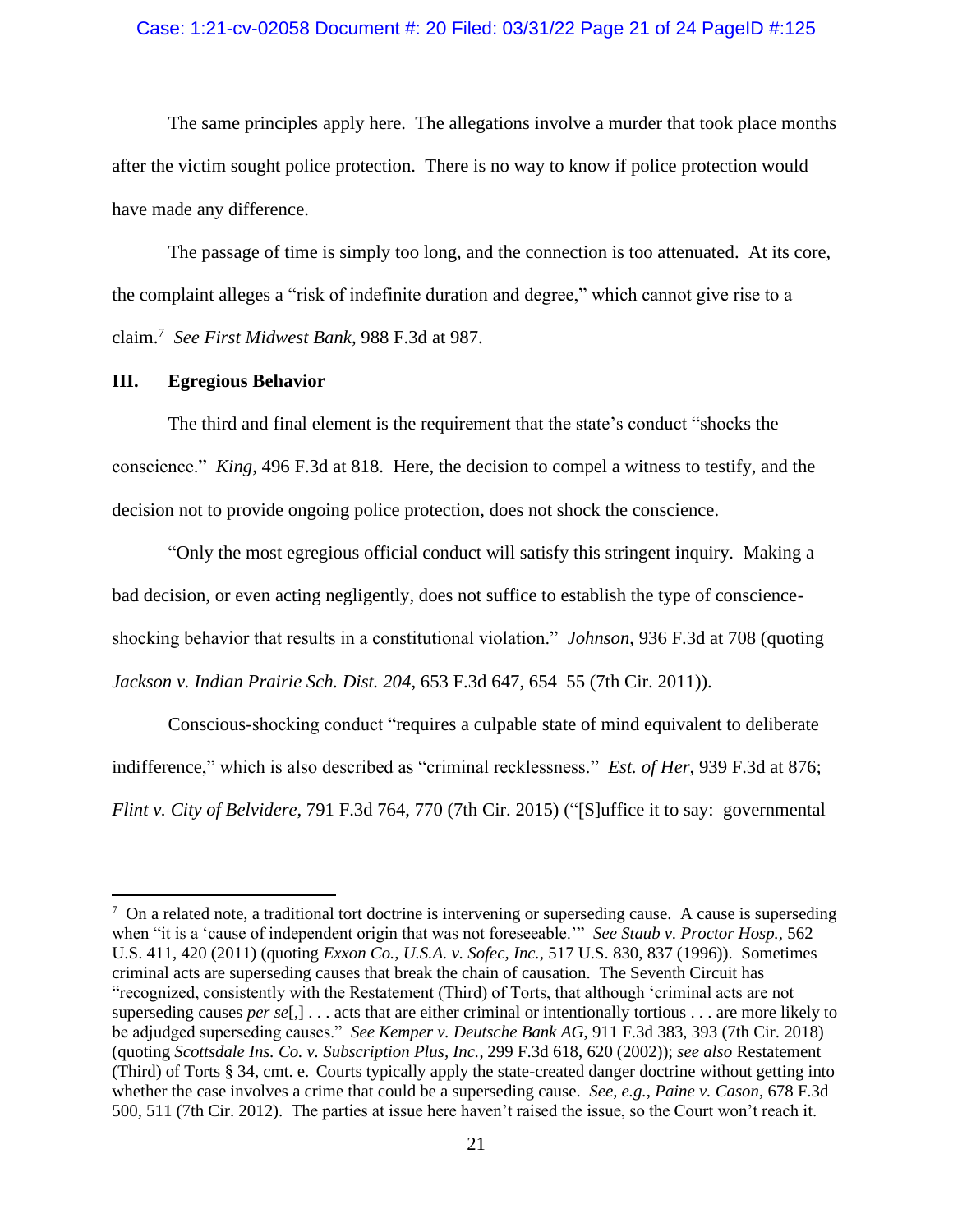The same principles apply here. The allegations involve a murder that took place months after the victim sought police protection. There is no way to know if police protection would have made any difference.

The passage of time is simply too long, and the connection is too attenuated. At its core, the complaint alleges a "risk of indefinite duration and degree," which cannot give rise to a claim.[7] *See First Midwest Bank*, 988 F.3d at 987.

## III. Egregious Behavior

The third and final element is the requirement that the state's conduct "shocks the conscience." *King*, 496 F.3d at 818. Here, the decision to compel a witness to testify, and the decision not to provide ongoing police protection, does not shock the conscience.

"Only the most egregious official conduct will satisfy this stringent inquiry. Making a bad decision, or even acting negligently, does not suffice to establish the type of conscience-shocking behavior that results in a constitutional violation." *Johnson*, 936 F.3d at 708 (quoting *Jackson v. Indian Prairie Sch. Dist. 204*, 653 F.3d 647, 654–55 (7th Cir. 2011)).

Conscious-shocking conduct "requires a culpable state of mind equivalent to deliberate indifference," which is also described as "criminal recklessness." *Est. of Her*, 939 F.3d at 876; *Flint v. City of Belvidere*, 791 F.3d 764, 770 (7th Cir. 2015) ("[S]uffice it to say: governmental

---

[7] On a related note, a traditional tort doctrine is intervening or superseding cause. A cause is superseding when "it is a 'cause of independent origin that was not foreseeable.'" *See Staub v. Proctor Hosp.*, 562 U.S. 411, 420 (2011) (quoting *Exxon Co., U.S.A. v. Sofec, Inc.*, 517 U.S. 830, 837 (1996)). Sometimes criminal acts are superseding causes that break the chain of causation. The Seventh Circuit has "recognized, consistently with the Restatement (Third) of Torts, that although 'criminal acts are not superseding causes *per se*[,] . . . acts that are either criminal or intentionally tortious . . . are more likely to be adjudged superseding causes." *See Kemper v. Deutsche Bank AG*, 911 F.3d 383, 393 (7th Cir. 2018) (quoting *Scottsdale Ins. Co. v. Subscription Plus, Inc.*, 299 F.3d 618, 620 (2002)); *see also* Restatement (Third) of Torts § 34, cmt. e. Courts typically apply the state-created danger doctrine without getting into whether the case involves a crime that could be a superseding cause. *See, e.g.*, *Paine v. Cason*, 678 F.3d 500, 511 (7th Cir. 2012). The parties at issue here haven't raised the issue, so the Court won't reach it.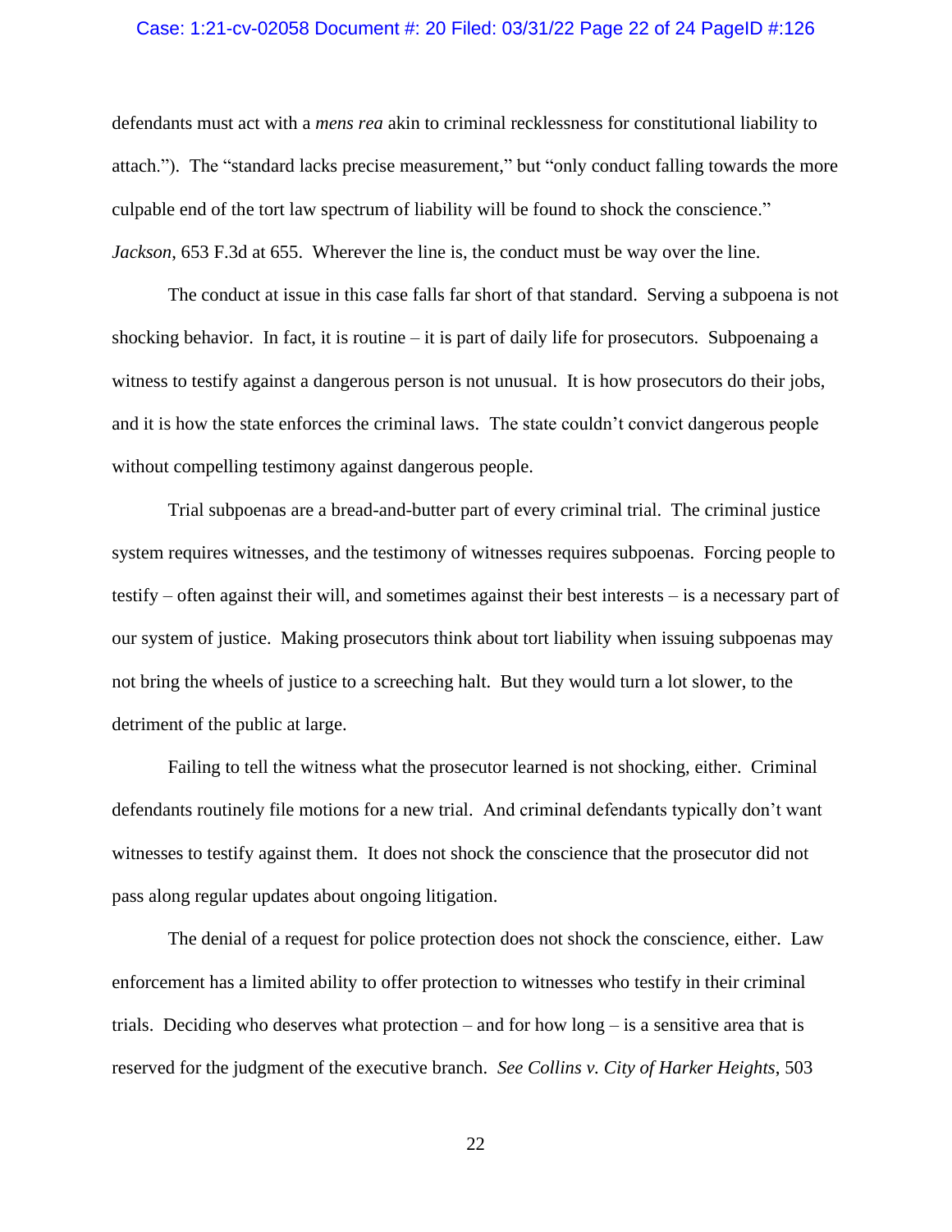defendants must act with a *mens rea* akin to criminal recklessness for constitutional liability to attach."). The "standard lacks precise measurement," but "only conduct falling towards the more culpable end of the tort law spectrum of liability will be found to shock the conscience." *Jackson*, 653 F.3d at 655. Wherever the line is, the conduct must be way over the line.

The conduct at issue in this case falls far short of that standard. Serving a subpoena is not shocking behavior. In fact, it is routine – it is part of daily life for prosecutors. Subpoenaing a witness to testify against a dangerous person is not unusual. It is how prosecutors do their jobs, and it is how the state enforces the criminal laws. The state couldn't convict dangerous people without compelling testimony against dangerous people.

Trial subpoenas are a bread-and-butter part of every criminal trial. The criminal justice system requires witnesses, and the testimony of witnesses requires subpoenas. Forcing people to testify – often against their will, and sometimes against their best interests – is a necessary part of our system of justice. Making prosecutors think about tort liability when issuing subpoenas may not bring the wheels of justice to a screeching halt. But they would turn a lot slower, to the detriment of the public at large.

Failing to tell the witness what the prosecutor learned is not shocking, either. Criminal defendants routinely file motions for a new trial. And criminal defendants typically don't want witnesses to testify against them. It does not shock the conscience that the prosecutor did not pass along regular updates about ongoing litigation.

The denial of a request for police protection does not shock the conscience, either. Law enforcement has a limited ability to offer protection to witnesses who testify in their criminal trials. Deciding who deserves what protection – and for how long – is a sensitive area that is reserved for the judgment of the executive branch. *See Collins v. City of Harker Heights*, 503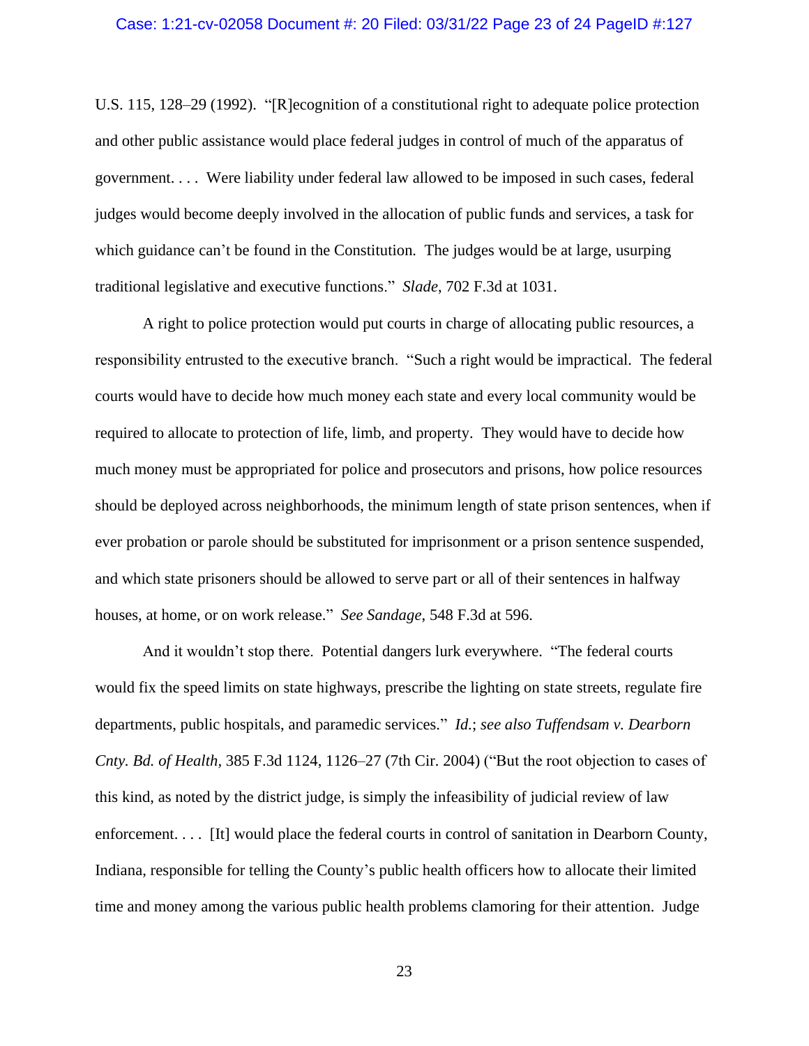U.S. 115, 128–29 (1992). "[R]ecognition of a constitutional right to adequate police protection and other public assistance would place federal judges in control of much of the apparatus of government. . . . Were liability under federal law allowed to be imposed in such cases, federal judges would become deeply involved in the allocation of public funds and services, a task for which guidance can't be found in the Constitution. The judges would be at large, usurping traditional legislative and executive functions." *Slade*, 702 F.3d at 1031.

A right to police protection would put courts in charge of allocating public resources, a responsibility entrusted to the executive branch. "Such a right would be impractical. The federal courts would have to decide how much money each state and every local community would be required to allocate to protection of life, limb, and property. They would have to decide how much money must be appropriated for police and prosecutors and prisons, how police resources should be deployed across neighborhoods, the minimum length of state prison sentences, when if ever probation or parole should be substituted for imprisonment or a prison sentence suspended, and which state prisoners should be allowed to serve part or all of their sentences in halfway houses, at home, or on work release." *See Sandage*, 548 F.3d at 596.

And it wouldn't stop there. Potential dangers lurk everywhere. "The federal courts would fix the speed limits on state highways, prescribe the lighting on state streets, regulate fire departments, public hospitals, and paramedic services." *Id.*; *see also Tuffendsam v. Dearborn Cnty. Bd. of Health*, 385 F.3d 1124, 1126–27 (7th Cir. 2004) ("But the root objection to cases of this kind, as noted by the district judge, is simply the infeasibility of judicial review of law enforcement. . . . [It] would place the federal courts in control of sanitation in Dearborn County, Indiana, responsible for telling the County's public health officers how to allocate their limited time and money among the various public health problems clamoring for their attention. Judge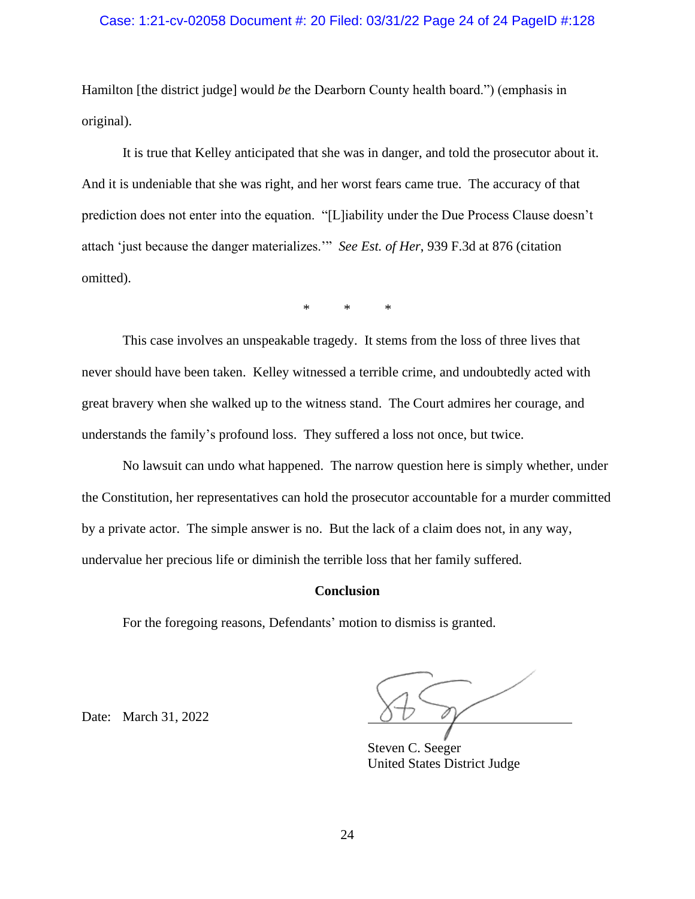Hamilton [the district judge] would *be* the Dearborn County health board.") (emphasis in original).

It is true that Kelley anticipated that she was in danger, and told the prosecutor about it. And it is undeniable that she was right, and her worst fears came true. The accuracy of that prediction does not enter into the equation. "[L]iability under the Due Process Clause doesn't attach 'just because the danger materializes.'" *See Est. of Her*, 939 F.3d at 876 (citation omitted).

\* \* \*

This case involves an unspeakable tragedy. It stems from the loss of three lives that never should have been taken. Kelley witnessed a terrible crime, and undoubtedly acted with great bravery when she walked up to the witness stand. The Court admires her courage, and understands the family's profound loss. They suffered a loss not once, but twice.

No lawsuit can undo what happened. The narrow question here is simply whether, under the Constitution, her representatives can hold the prosecutor accountable for a murder committed by a private actor. The simple answer is no. But the lack of a claim does not, in any way, undervalue her precious life or diminish the terrible loss that her family suffered.

**Conclusion**

For the foregoing reasons, Defendants' motion to dismiss is granted.

Date: March 31, 2022

Steven C. Seeger
United States District Judge